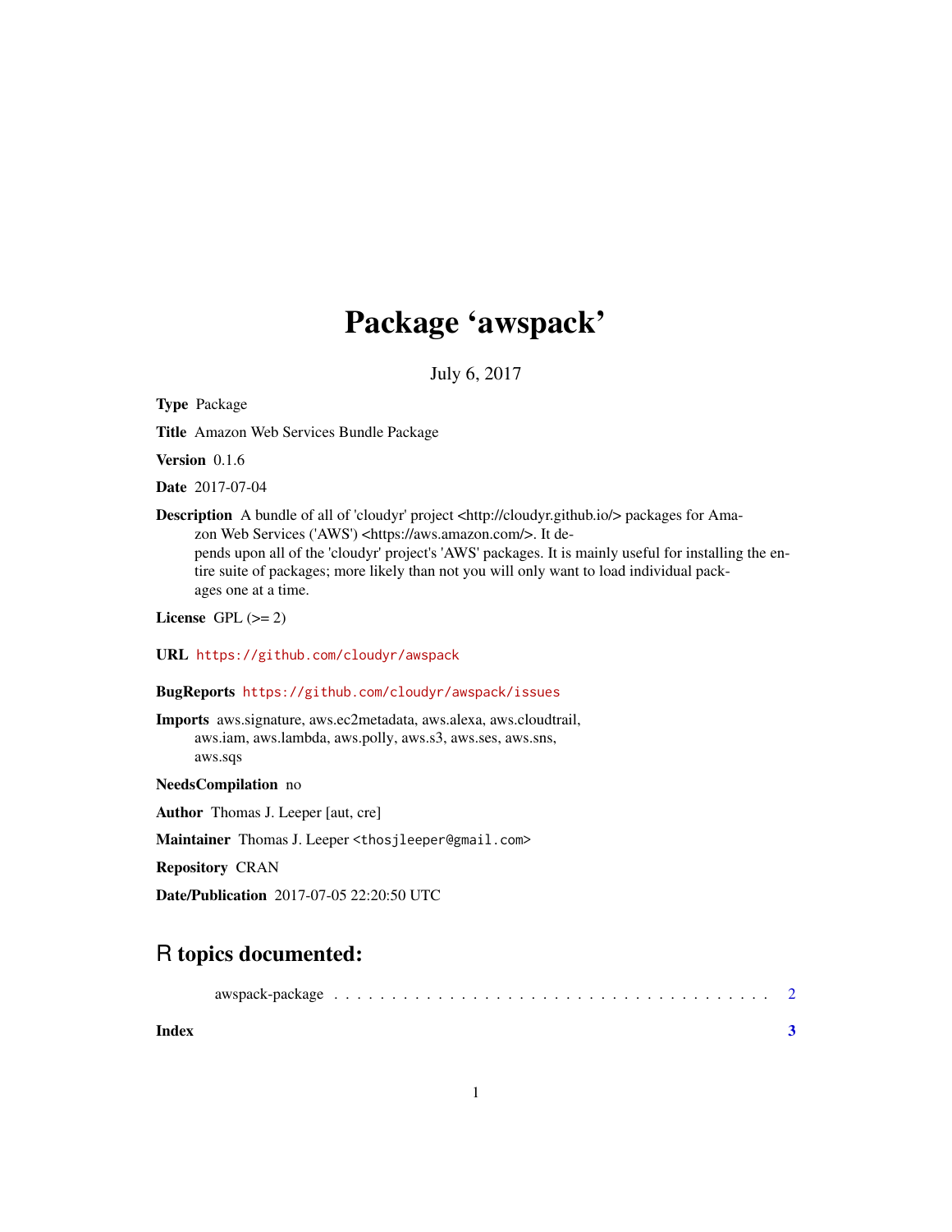# Package 'awspack'

July 6, 2017

**Type** Package

**Title** Amazon Web Services Bundle Package

**Version** 0.1.6

**Date** 2017-07-04

**Description** A bundle of all of 'cloudyr' project <http://cloudyr.github.io/> packages for Amazon Web Services ('AWS') <https://aws.amazon.com/>. It depends upon all of the 'cloudyr' project's 'AWS' packages. It is mainly useful for installing the entire suite of packages; more likely than not you will only want to load individual packages one at a time.

**License** GPL (>= 2)

**URL** https://github.com/cloudyr/awspack

**BugReports** https://github.com/cloudyr/awspack/issues

**Imports** aws.signature, aws.ec2metadata, aws.alexa, aws.cloudtrail, aws.iam, aws.lambda, aws.polly, aws.s3, aws.ses, aws.sns, aws.sqs

**NeedsCompilation** no

**Author** Thomas J. Leeper [aut, cre]

**Maintainer** Thomas J. Leeper <thosjleeper@gmail.com>

**Repository** CRAN

**Date/Publication** 2017-07-05 22:20:50 UTC

## R topics documented:

awspack-package . . . . . . . . . . . . . . . . . . . . . . . . . . . . . . . . . . . . . 2

**Index** **3**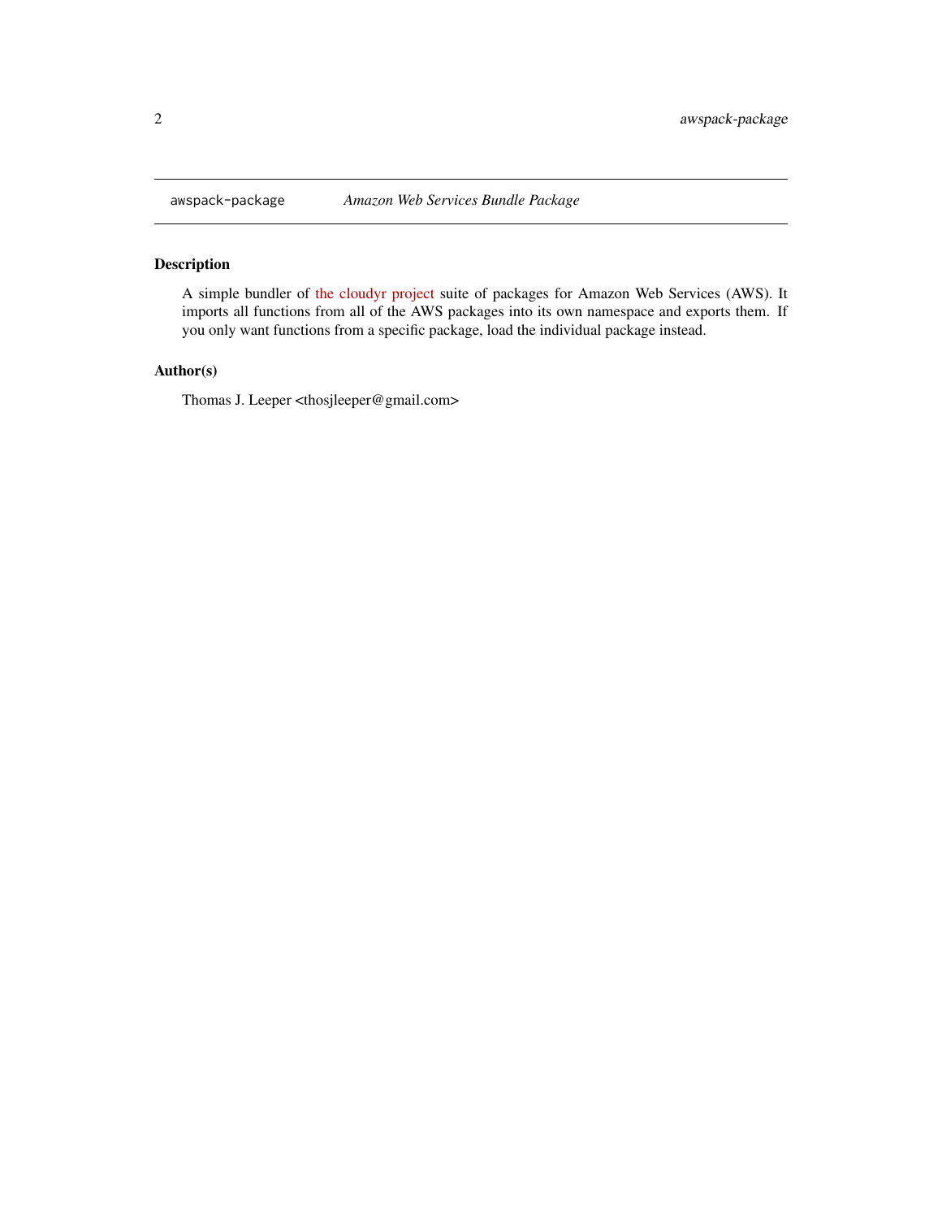awspack-package *Amazon Web Services Bundle Package*

### Description

A simple bundler of the cloudyr project suite of packages for Amazon Web Services (AWS). It imports all functions from all of the AWS packages into its own namespace and exports them. If you only want functions from a specific package, load the individual package instead.

### Author(s)

Thomas J. Leeper <thosjleeper@gmail.com>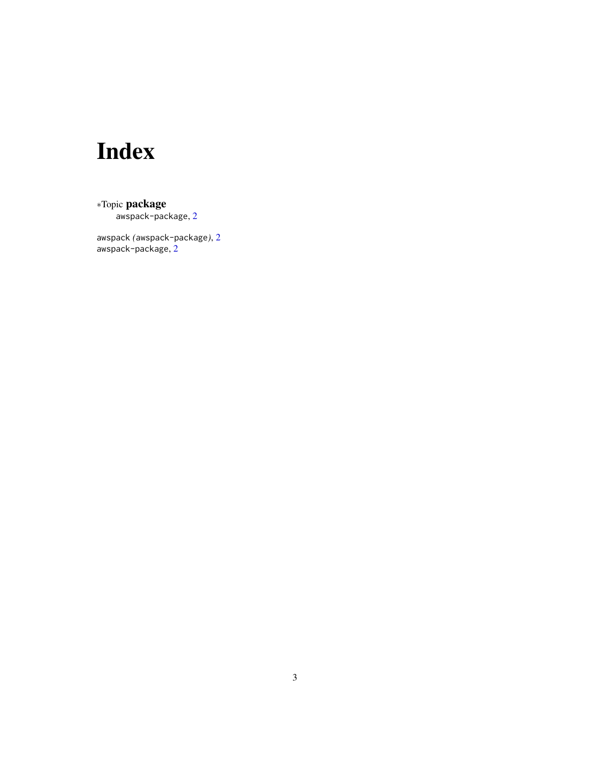# Index

∗Topic **package**
    awspack-package, 2

awspack *(*awspack-package*)*, 2
awspack-package, 2